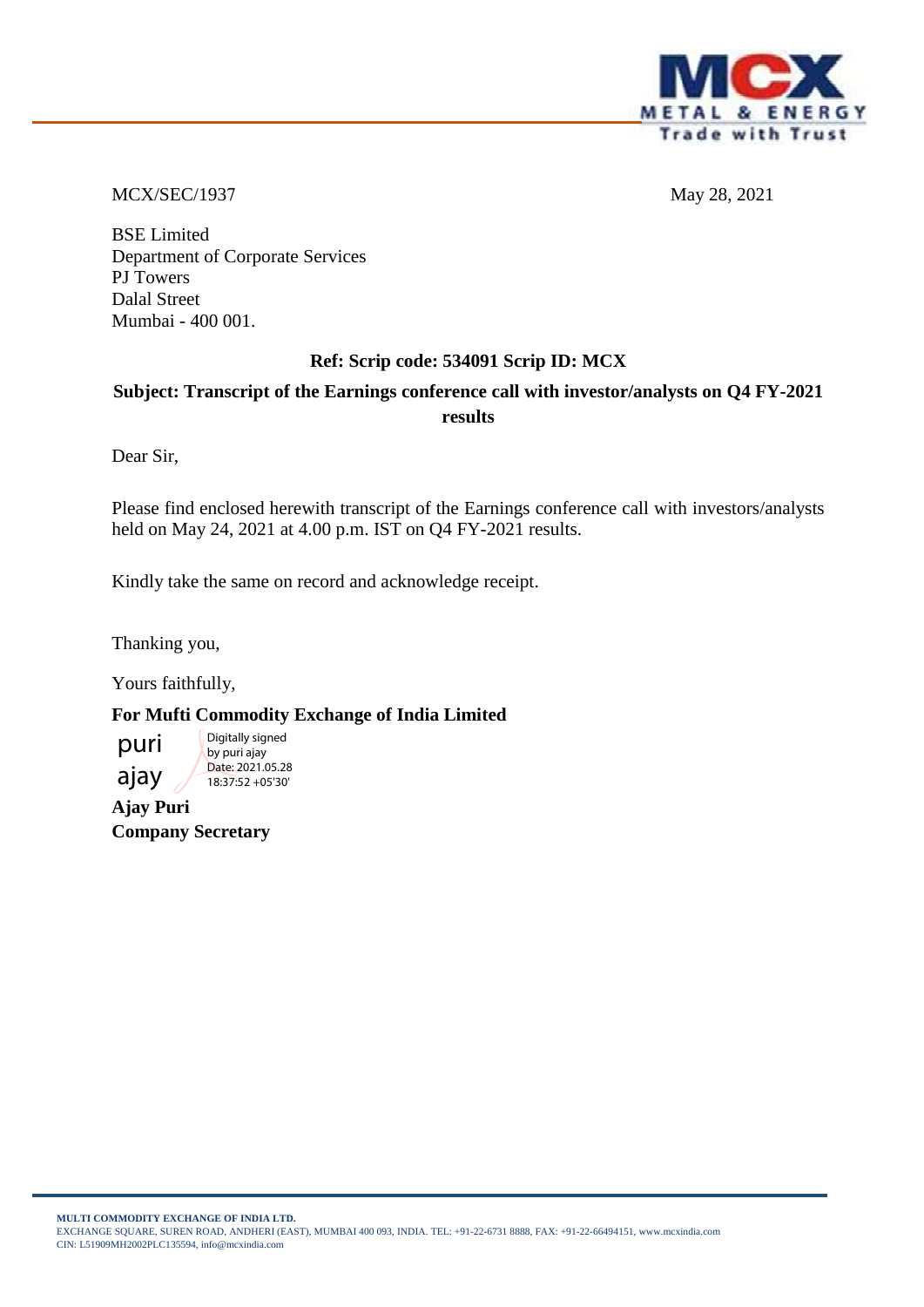MCX/SEC/1937

May 28, 2021

BSE Limited
Department of Corporate Services
PJ Towers
Dalal Street
Mumbai - 400 001.

**Ref: Scrip code: 534091 Scrip ID: MCX**

**Subject: Transcript of the Earnings conference call with investor/analysts on Q4 FY-2021 results**

Dear Sir,

Please find enclosed herewith transcript of the Earnings conference call with investors/analysts held on May 24, 2021 at 4.00 p.m. IST on Q4 FY-2021 results.

Kindly take the same on record and acknowledge receipt.

Thanking you,

Yours faithfully,

**For Mufti Commodity Exchange of India Limited**

puri ajay
Digitally signed by puri ajay
Date: 2021.05.28 18:37:52 +05'30'

**Ajay Puri**
**Company Secretary**

MULTI COMMODITY EXCHANGE OF INDIA LTD.
EXCHANGE SQUARE, SUREN ROAD, ANDHERI (EAST), MUMBAI 400 093, INDIA. TEL: +91-22-6731 8888, FAX: +91-22-66494151, www.mcxindia.com
CIN: L51909MH2002PLC135594, info@mcxindia.com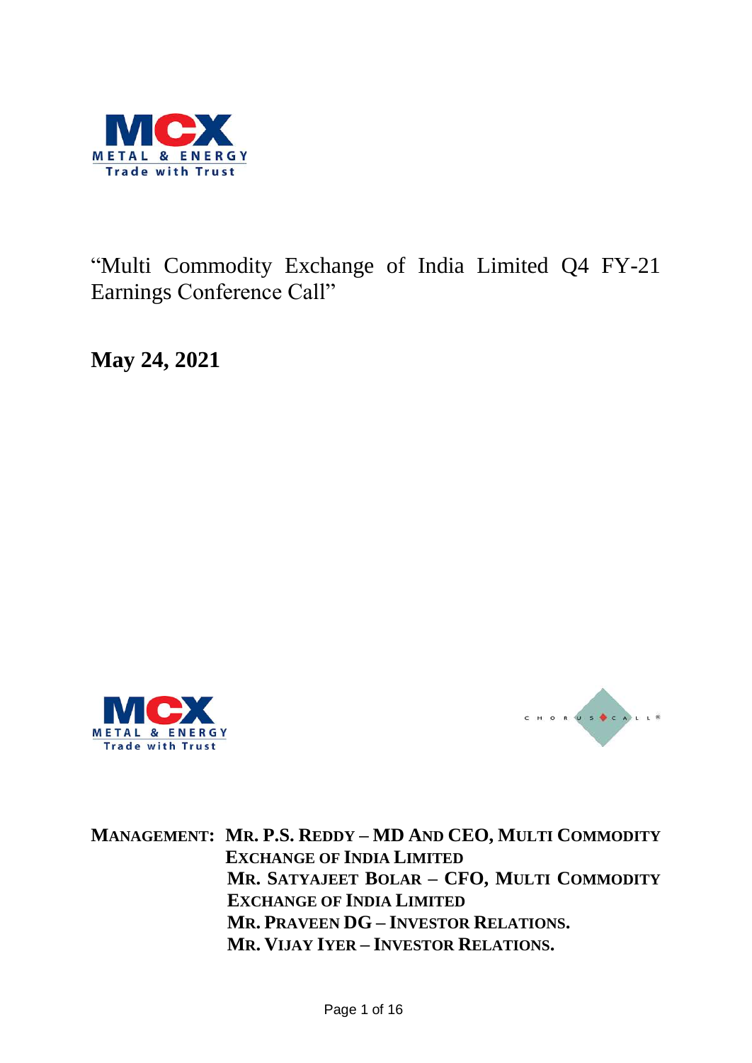"Multi Commodity Exchange of India Limited Q4 FY-21 Earnings Conference Call"

**May 24, 2021**

**MANAGEMENT:** **MR. P.S. REDDY – MD AND CEO, MULTI COMMODITY EXCHANGE OF INDIA LIMITED**
**MR. SATYAJEET BOLAR – CFO, MULTI COMMODITY EXCHANGE OF INDIA LIMITED**
**MR. PRAVEEN DG – INVESTOR RELATIONS.**
**MR. VIJAY IYER – INVESTOR RELATIONS.**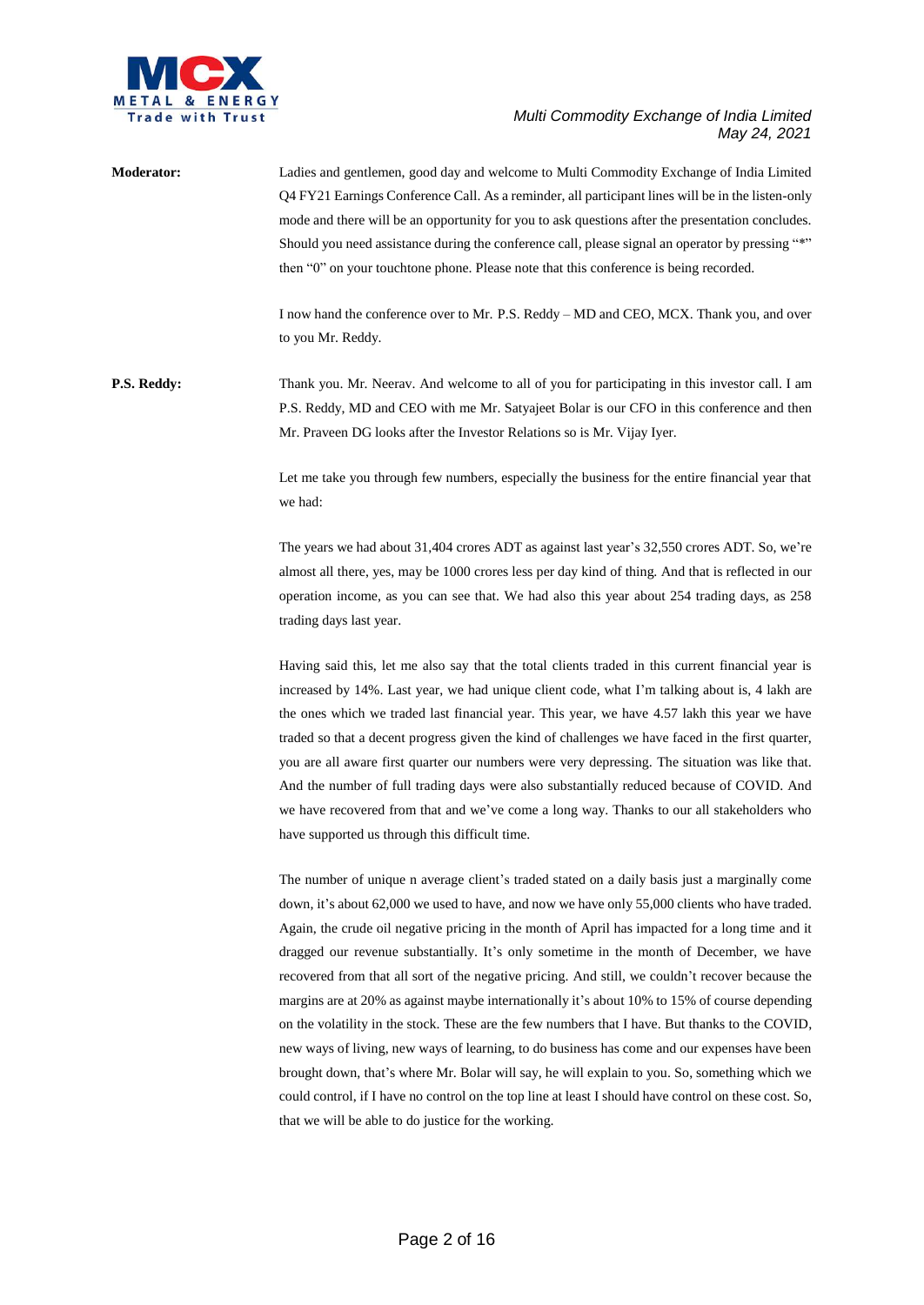**Moderator:** Ladies and gentlemen, good day and welcome to Multi Commodity Exchange of India Limited Q4 FY21 Earnings Conference Call. As a reminder, all participant lines will be in the listen-only mode and there will be an opportunity for you to ask questions after the presentation concludes. Should you need assistance during the conference call, please signal an operator by pressing "*" then "0" on your touchtone phone. Please note that this conference is being recorded.

I now hand the conference over to Mr. P.S. Reddy – MD and CEO, MCX. Thank you, and over to you Mr. Reddy.

**P.S. Reddy:** Thank you. Mr. Neerav. And welcome to all of you for participating in this investor call. I am P.S. Reddy, MD and CEO with me Mr. Satyajeet Bolar is our CFO in this conference and then Mr. Praveen DG looks after the Investor Relations so is Mr. Vijay Iyer.

Let me take you through few numbers, especially the business for the entire financial year that we had:

The years we had about 31,404 crores ADT as against last year's 32,550 crores ADT. So, we're almost all there, yes, may be 1000 crores less per day kind of thing. And that is reflected in our operation income, as you can see that. We had also this year about 254 trading days, as 258 trading days last year.

Having said this, let me also say that the total clients traded in this current financial year is increased by 14%. Last year, we had unique client code, what I'm talking about is, 4 lakh are the ones which we traded last financial year. This year, we have 4.57 lakh this year we have traded so that a decent progress given the kind of challenges we have faced in the first quarter, you are all aware first quarter our numbers were very depressing. The situation was like that. And the number of full trading days were also substantially reduced because of COVID. And we have recovered from that and we've come a long way. Thanks to our all stakeholders who have supported us through this difficult time.

The number of unique n average client's traded stated on a daily basis just a marginally come down, it's about 62,000 we used to have, and now we have only 55,000 clients who have traded. Again, the crude oil negative pricing in the month of April has impacted for a long time and it dragged our revenue substantially. It's only sometime in the month of December, we have recovered from that all sort of the negative pricing. And still, we couldn't recover because the margins are at 20% as against maybe internationally it's about 10% to 15% of course depending on the volatility in the stock. These are the few numbers that I have. But thanks to the COVID, new ways of living, new ways of learning, to do business has come and our expenses have been brought down, that's where Mr. Bolar will say, he will explain to you. So, something which we could control, if I have no control on the top line at least I should have control on these cost. So, that we will be able to do justice for the working.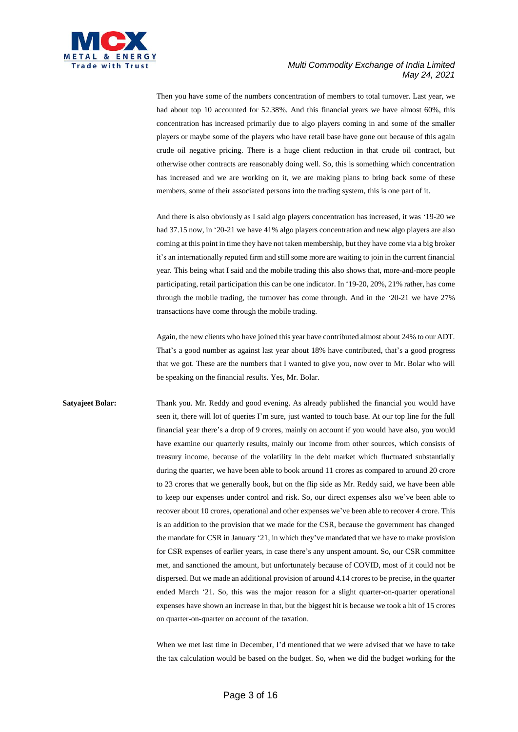Then you have some of the numbers concentration of members to total turnover. Last year, we had about top 10 accounted for 52.38%. And this financial years we have almost 60%, this concentration has increased primarily due to algo players coming in and some of the smaller players or maybe some of the players who have retail base have gone out because of this again crude oil negative pricing. There is a huge client reduction in that crude oil contract, but otherwise other contracts are reasonably doing well. So, this is something which concentration has increased and we are working on it, we are making plans to bring back some of these members, some of their associated persons into the trading system, this is one part of it.

And there is also obviously as I said algo players concentration has increased, it was '19-20 we had 37.15 now, in '20-21 we have 41% algo players concentration and new algo players are also coming at this point in time they have not taken membership, but they have come via a big broker it's an internationally reputed firm and still some more are waiting to join in the current financial year. This being what I said and the mobile trading this also shows that, more-and-more people participating, retail participation this can be one indicator. In '19-20, 20%, 21% rather, has come through the mobile trading, the turnover has come through. And in the '20-21 we have 27% transactions have come through the mobile trading.

Again, the new clients who have joined this year have contributed almost about 24% to our ADT. That's a good number as against last year about 18% have contributed, that's a good progress that we got. These are the numbers that I wanted to give you, now over to Mr. Bolar who will be speaking on the financial results. Yes, Mr. Bolar.

**Satyajeet Bolar:** Thank you. Mr. Reddy and good evening. As already published the financial you would have seen it, there will lot of queries I'm sure, just wanted to touch base. At our top line for the full financial year there's a drop of 9 crores, mainly on account if you would have also, you would have examine our quarterly results, mainly our income from other sources, which consists of treasury income, because of the volatility in the debt market which fluctuated substantially during the quarter, we have been able to book around 11 crores as compared to around 20 crore to 23 crores that we generally book, but on the flip side as Mr. Reddy said, we have been able to keep our expenses under control and risk. So, our direct expenses also we've been able to recover about 10 crores, operational and other expenses we've been able to recover 4 crore. This is an addition to the provision that we made for the CSR, because the government has changed the mandate for CSR in January '21, in which they've mandated that we have to make provision for CSR expenses of earlier years, in case there's any unspent amount. So, our CSR committee met, and sanctioned the amount, but unfortunately because of COVID, most of it could not be dispersed. But we made an additional provision of around 4.14 crores to be precise, in the quarter ended March '21. So, this was the major reason for a slight quarter-on-quarter operational expenses have shown an increase in that, but the biggest hit is because we took a hit of 15 crores on quarter-on-quarter on account of the taxation.

When we met last time in December, I'd mentioned that we were advised that we have to take the tax calculation would be based on the budget. So, when we did the budget working for the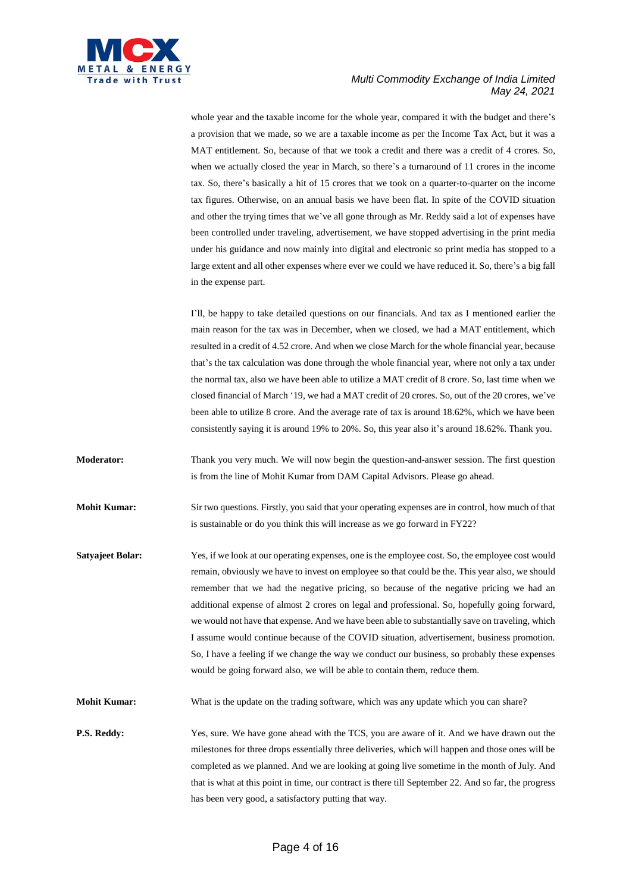whole year and the taxable income for the whole year, compared it with the budget and there's a provision that we made, so we are a taxable income as per the Income Tax Act, but it was a MAT entitlement. So, because of that we took a credit and there was a credit of 4 crores. So, when we actually closed the year in March, so there's a turnaround of 11 crores in the income tax. So, there's basically a hit of 15 crores that we took on a quarter-to-quarter on the income tax figures. Otherwise, on an annual basis we have been flat. In spite of the COVID situation and other the trying times that we've all gone through as Mr. Reddy said a lot of expenses have been controlled under traveling, advertisement, we have stopped advertising in the print media under his guidance and now mainly into digital and electronic so print media has stopped to a large extent and all other expenses where ever we could we have reduced it. So, there's a big fall in the expense part.

I'll, be happy to take detailed questions on our financials. And tax as I mentioned earlier the main reason for the tax was in December, when we closed, we had a MAT entitlement, which resulted in a credit of 4.52 crore. And when we close March for the whole financial year, because that's the tax calculation was done through the whole financial year, where not only a tax under the normal tax, also we have been able to utilize a MAT credit of 8 crore. So, last time when we closed financial of March '19, we had a MAT credit of 20 crores. So, out of the 20 crores, we've been able to utilize 8 crore. And the average rate of tax is around 18.62%, which we have been consistently saying it is around 19% to 20%. So, this year also it's around 18.62%. Thank you.

**Moderator:** Thank you very much. We will now begin the question-and-answer session. The first question is from the line of Mohit Kumar from DAM Capital Advisors. Please go ahead.

**Mohit Kumar:** Sir two questions. Firstly, you said that your operating expenses are in control, how much of that is sustainable or do you think this will increase as we go forward in FY22?

**Satyajeet Bolar:** Yes, if we look at our operating expenses, one is the employee cost. So, the employee cost would remain, obviously we have to invest on employee so that could be the. This year also, we should remember that we had the negative pricing, so because of the negative pricing we had an additional expense of almost 2 crores on legal and professional. So, hopefully going forward, we would not have that expense. And we have been able to substantially save on traveling, which I assume would continue because of the COVID situation, advertisement, business promotion. So, I have a feeling if we change the way we conduct our business, so probably these expenses would be going forward also, we will be able to contain them, reduce them.

**Mohit Kumar:** What is the update on the trading software, which was any update which you can share?

**P.S. Reddy:** Yes, sure. We have gone ahead with the TCS, you are aware of it. And we have drawn out the milestones for three drops essentially three deliveries, which will happen and those ones will be completed as we planned. And we are looking at going live sometime in the month of July. And that is what at this point in time, our contract is there till September 22. And so far, the progress has been very good, a satisfactory putting that way.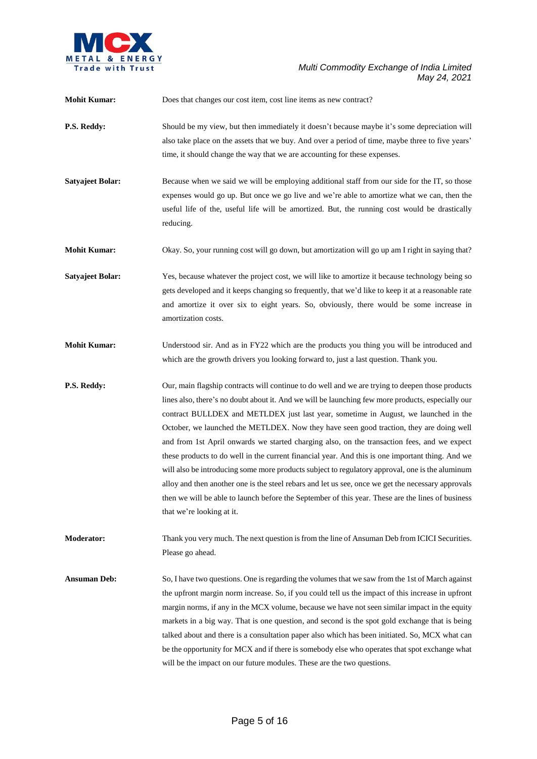**Mohit Kumar:** Does that changes our cost item, cost line items as new contract?

**P.S. Reddy:** Should be my view, but then immediately it doesn't because maybe it's some depreciation will also take place on the assets that we buy. And over a period of time, maybe three to five years' time, it should change the way that we are accounting for these expenses.

**Satyajeet Bolar:** Because when we said we will be employing additional staff from our side for the IT, so those expenses would go up. But once we go live and we're able to amortize what we can, then the useful life of the, useful life will be amortized. But, the running cost would be drastically reducing.

**Mohit Kumar:** Okay. So, your running cost will go down, but amortization will go up am I right in saying that?

**Satyajeet Bolar:** Yes, because whatever the project cost, we will like to amortize it because technology being so gets developed and it keeps changing so frequently, that we'd like to keep it at a reasonable rate and amortize it over six to eight years. So, obviously, there would be some increase in amortization costs.

**Mohit Kumar:** Understood sir. And as in FY22 which are the products you thing you will be introduced and which are the growth drivers you looking forward to, just a last question. Thank you.

**P.S. Reddy:** Our, main flagship contracts will continue to do well and we are trying to deepen those products lines also, there's no doubt about it. And we will be launching few more products, especially our contract BULLDEX and METLDEX just last year, sometime in August, we launched in the October, we launched the METLDEX. Now they have seen good traction, they are doing well and from 1st April onwards we started charging also, on the transaction fees, and we expect these products to do well in the current financial year. And this is one important thing. And we will also be introducing some more products subject to regulatory approval, one is the aluminum alloy and then another one is the steel rebars and let us see, once we get the necessary approvals then we will be able to launch before the September of this year. These are the lines of business that we're looking at it.

**Moderator:** Thank you very much. The next question is from the line of Ansuman Deb from ICICI Securities. Please go ahead.

**Ansuman Deb:** So, I have two questions. One is regarding the volumes that we saw from the 1st of March against the upfront margin norm increase. So, if you could tell us the impact of this increase in upfront margin norms, if any in the MCX volume, because we have not seen similar impact in the equity markets in a big way. That is one question, and second is the spot gold exchange that is being talked about and there is a consultation paper also which has been initiated. So, MCX what can be the opportunity for MCX and if there is somebody else who operates that spot exchange what will be the impact on our future modules. These are the two questions.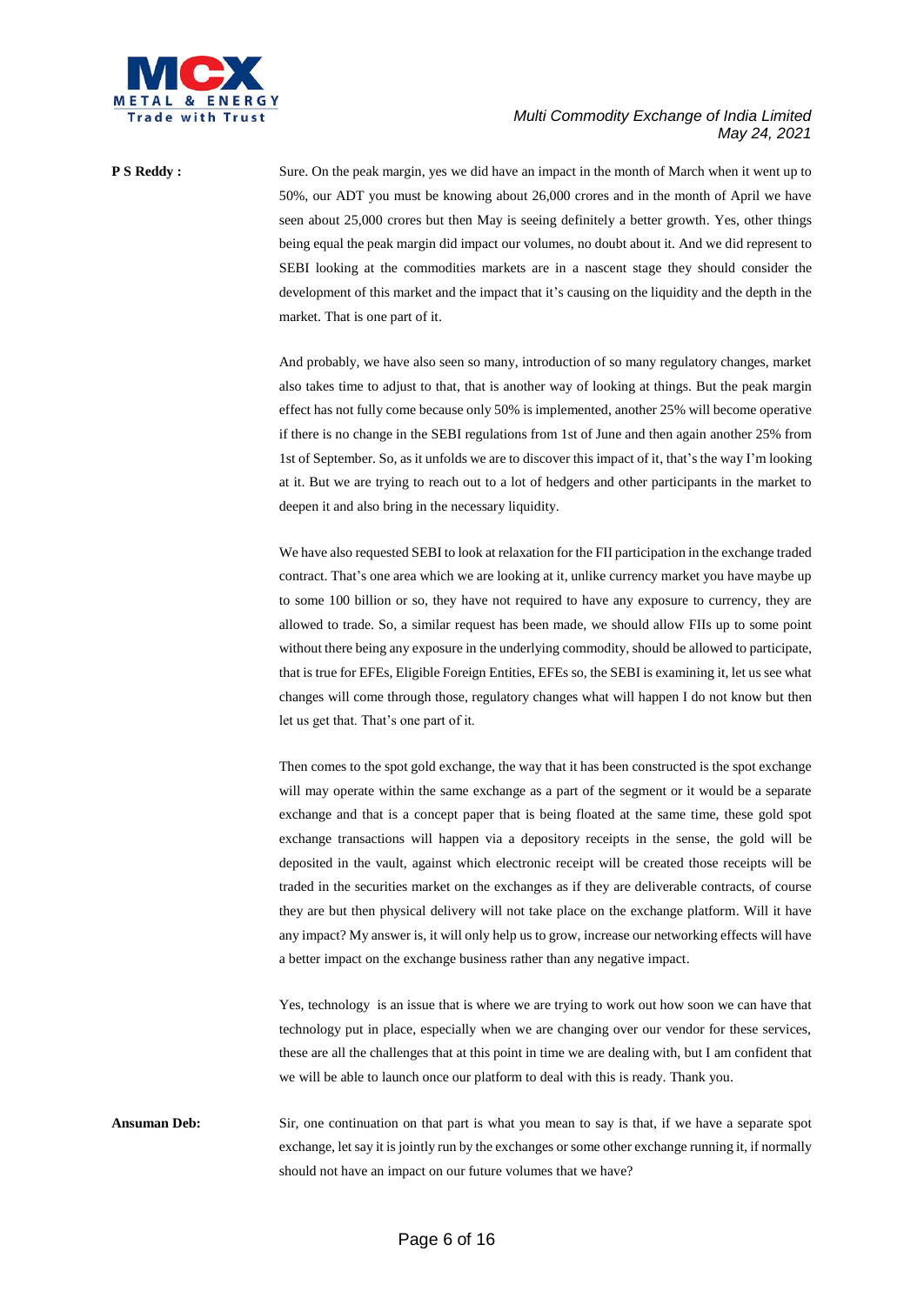**P S Reddy :** Sure. On the peak margin, yes we did have an impact in the month of March when it went up to 50%, our ADT you must be knowing about 26,000 crores and in the month of April we have seen about 25,000 crores but then May is seeing definitely a better growth. Yes, other things being equal the peak margin did impact our volumes, no doubt about it. And we did represent to SEBI looking at the commodities markets are in a nascent stage they should consider the development of this market and the impact that it's causing on the liquidity and the depth in the market. That is one part of it.

And probably, we have also seen so many, introduction of so many regulatory changes, market also takes time to adjust to that, that is another way of looking at things. But the peak margin effect has not fully come because only 50% is implemented, another 25% will become operative if there is no change in the SEBI regulations from 1st of June and then again another 25% from 1st of September. So, as it unfolds we are to discover this impact of it, that's the way I'm looking at it. But we are trying to reach out to a lot of hedgers and other participants in the market to deepen it and also bring in the necessary liquidity.

We have also requested SEBI to look at relaxation for the FII participation in the exchange traded contract. That's one area which we are looking at it, unlike currency market you have maybe up to some 100 billion or so, they have not required to have any exposure to currency, they are allowed to trade. So, a similar request has been made, we should allow FIIs up to some point without there being any exposure in the underlying commodity, should be allowed to participate, that is true for EFEs, Eligible Foreign Entities, EFEs so, the SEBI is examining it, let us see what changes will come through those, regulatory changes what will happen I do not know but then let us get that. That's one part of it.

Then comes to the spot gold exchange, the way that it has been constructed is the spot exchange will may operate within the same exchange as a part of the segment or it would be a separate exchange and that is a concept paper that is being floated at the same time, these gold spot exchange transactions will happen via a depository receipts in the sense, the gold will be deposited in the vault, against which electronic receipt will be created those receipts will be traded in the securities market on the exchanges as if they are deliverable contracts, of course they are but then physical delivery will not take place on the exchange platform. Will it have any impact? My answer is, it will only help us to grow, increase our networking effects will have a better impact on the exchange business rather than any negative impact.

Yes, technology is an issue that is where we are trying to work out how soon we can have that technology put in place, especially when we are changing over our vendor for these services, these are all the challenges that at this point in time we are dealing with, but I am confident that we will be able to launch once our platform to deal with this is ready. Thank you.

**Ansuman Deb:** Sir, one continuation on that part is what you mean to say is that, if we have a separate spot exchange, let say it is jointly run by the exchanges or some other exchange running it, if normally should not have an impact on our future volumes that we have?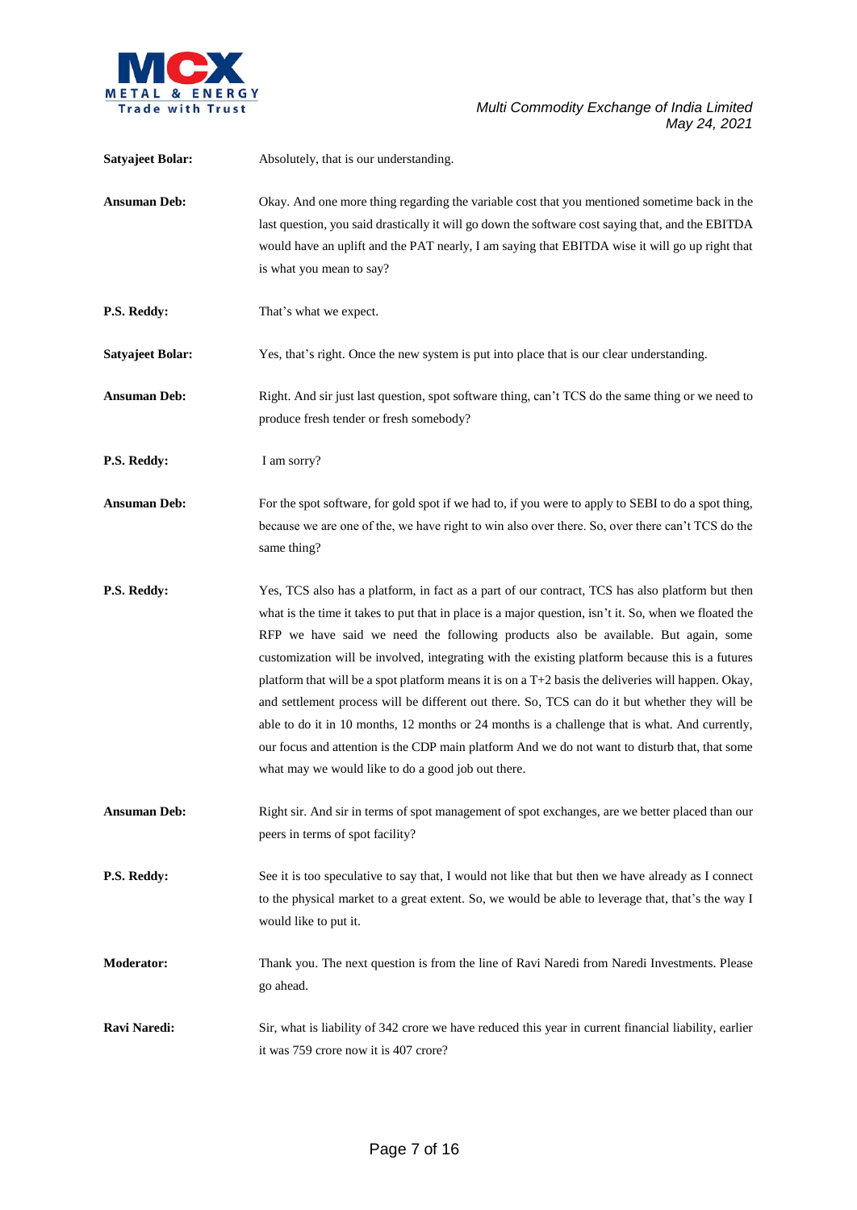**Satyajeet Bolar:** Absolutely, that is our understanding.

**Ansuman Deb:** Okay. And one more thing regarding the variable cost that you mentioned sometime back in the last question, you said drastically it will go down the software cost saying that, and the EBITDA would have an uplift and the PAT nearly, I am saying that EBITDA wise it will go up right that is what you mean to say?

**P.S. Reddy:** That's what we expect.

**Satyajeet Bolar:** Yes, that's right. Once the new system is put into place that is our clear understanding.

**Ansuman Deb:** Right. And sir just last question, spot software thing, can't TCS do the same thing or we need to produce fresh tender or fresh somebody?

**P.S. Reddy:** I am sorry?

**Ansuman Deb:** For the spot software, for gold spot if we had to, if you were to apply to SEBI to do a spot thing, because we are one of the, we have right to win also over there. So, over there can't TCS do the same thing?

**P.S. Reddy:** Yes, TCS also has a platform, in fact as a part of our contract, TCS has also platform but then what is the time it takes to put that in place is a major question, isn't it. So, when we floated the RFP we have said we need the following products also be available. But again, some customization will be involved, integrating with the existing platform because this is a futures platform that will be a spot platform means it is on a T+2 basis the deliveries will happen. Okay, and settlement process will be different out there. So, TCS can do it but whether they will be able to do it in 10 months, 12 months or 24 months is a challenge that is what. And currently, our focus and attention is the CDP main platform And we do not want to disturb that, that some what may we would like to do a good job out there.

**Ansuman Deb:** Right sir. And sir in terms of spot management of spot exchanges, are we better placed than our peers in terms of spot facility?

**P.S. Reddy:** See it is too speculative to say that, I would not like that but then we have already as I connect to the physical market to a great extent. So, we would be able to leverage that, that's the way I would like to put it.

**Moderator:** Thank you. The next question is from the line of Ravi Naredi from Naredi Investments. Please go ahead.

**Ravi Naredi:** Sir, what is liability of 342 crore we have reduced this year in current financial liability, earlier it was 759 crore now it is 407 crore?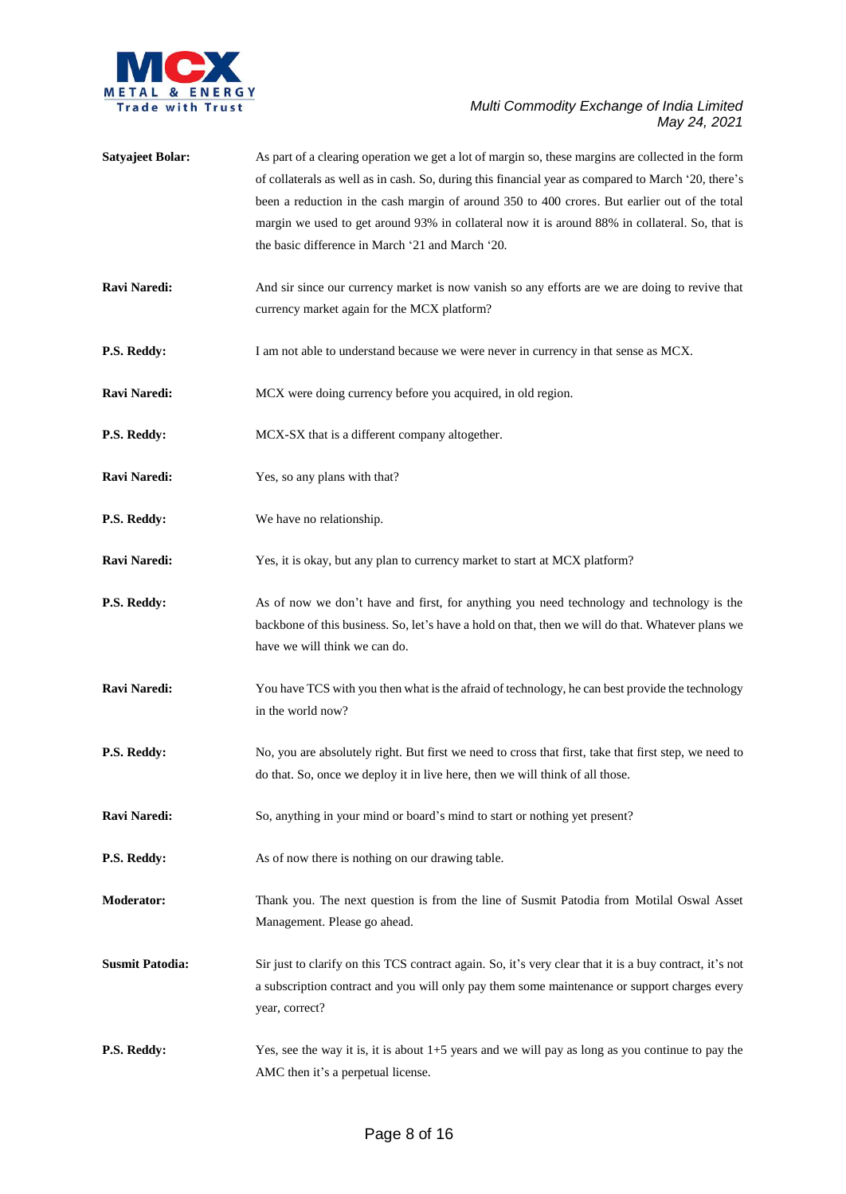**Satyajeet Bolar:** As part of a clearing operation we get a lot of margin so, these margins are collected in the form of collaterals as well as in cash. So, during this financial year as compared to March '20, there's been a reduction in the cash margin of around 350 to 400 crores. But earlier out of the total margin we used to get around 93% in collateral now it is around 88% in collateral. So, that is the basic difference in March '21 and March '20.

**Ravi Naredi:** And sir since our currency market is now vanish so any efforts are we are doing to revive that currency market again for the MCX platform?

**P.S. Reddy:** I am not able to understand because we were never in currency in that sense as MCX.

**Ravi Naredi:** MCX were doing currency before you acquired, in old region.

**P.S. Reddy:** MCX-SX that is a different company altogether.

**Ravi Naredi:** Yes, so any plans with that?

**P.S. Reddy:** We have no relationship.

**Ravi Naredi:** Yes, it is okay, but any plan to currency market to start at MCX platform?

**P.S. Reddy:** As of now we don't have and first, for anything you need technology and technology is the backbone of this business. So, let's have a hold on that, then we will do that. Whatever plans we have we will think we can do.

**Ravi Naredi:** You have TCS with you then what is the afraid of technology, he can best provide the technology in the world now?

**P.S. Reddy:** No, you are absolutely right. But first we need to cross that first, take that first step, we need to do that. So, once we deploy it in live here, then we will think of all those.

**Ravi Naredi:** So, anything in your mind or board's mind to start or nothing yet present?

**P.S. Reddy:** As of now there is nothing on our drawing table.

**Moderator:** Thank you. The next question is from the line of Susmit Patodia from Motilal Oswal Asset Management. Please go ahead.

**Susmit Patodia:** Sir just to clarify on this TCS contract again. So, it's very clear that it is a buy contract, it's not a subscription contract and you will only pay them some maintenance or support charges every year, correct?

**P.S. Reddy:** Yes, see the way it is, it is about 1+5 years and we will pay as long as you continue to pay the AMC then it's a perpetual license.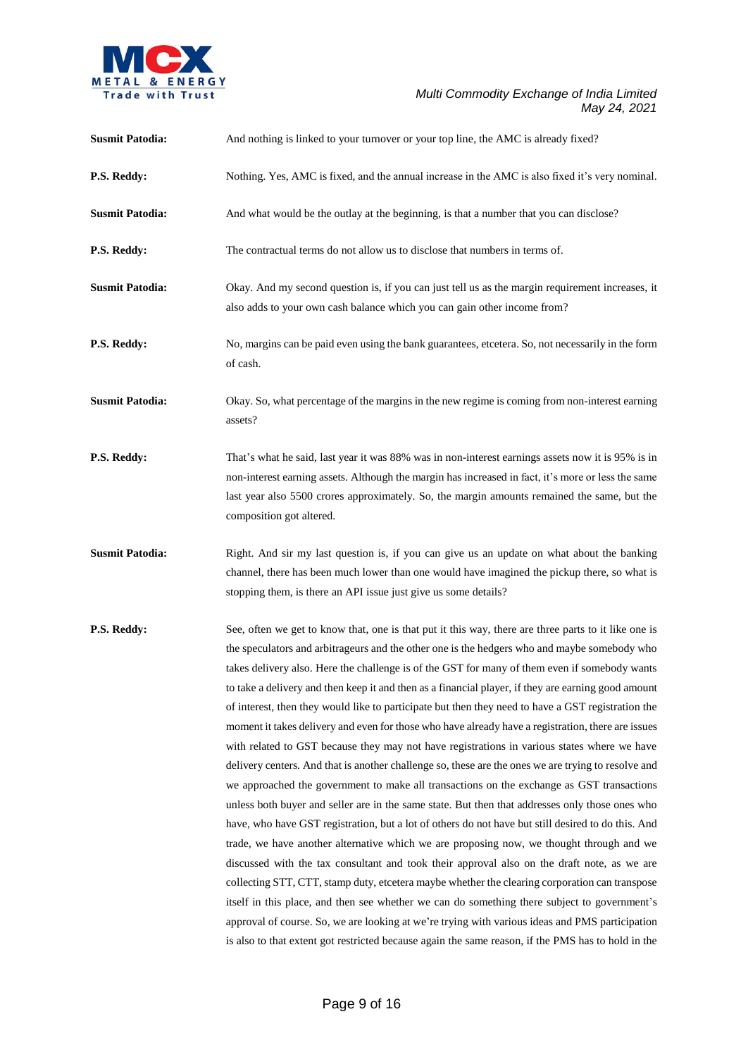**Susmit Patodia:** And nothing is linked to your turnover or your top line, the AMC is already fixed?

**P.S. Reddy:** Nothing. Yes, AMC is fixed, and the annual increase in the AMC is also fixed it's very nominal.

**Susmit Patodia:** And what would be the outlay at the beginning, is that a number that you can disclose?

**P.S. Reddy:** The contractual terms do not allow us to disclose that numbers in terms of.

**Susmit Patodia:** Okay. And my second question is, if you can just tell us as the margin requirement increases, it also adds to your own cash balance which you can gain other income from?

**P.S. Reddy:** No, margins can be paid even using the bank guarantees, etcetera. So, not necessarily in the form of cash.

**Susmit Patodia:** Okay. So, what percentage of the margins in the new regime is coming from non-interest earning assets?

**P.S. Reddy:** That's what he said, last year it was 88% was in non-interest earnings assets now it is 95% is in non-interest earning assets. Although the margin has increased in fact, it's more or less the same last year also 5500 crores approximately. So, the margin amounts remained the same, but the composition got altered.

**Susmit Patodia:** Right. And sir my last question is, if you can give us an update on what about the banking channel, there has been much lower than one would have imagined the pickup there, so what is stopping them, is there an API issue just give us some details?

**P.S. Reddy:** See, often we get to know that, one is that put it this way, there are three parts to it like one is the speculators and arbitrageurs and the other one is the hedgers who and maybe somebody who takes delivery also. Here the challenge is of the GST for many of them even if somebody wants to take a delivery and then keep it and then as a financial player, if they are earning good amount of interest, then they would like to participate but then they need to have a GST registration the moment it takes delivery and even for those who have already have a registration, there are issues with related to GST because they may not have registrations in various states where we have delivery centers. And that is another challenge so, these are the ones we are trying to resolve and we approached the government to make all transactions on the exchange as GST transactions unless both buyer and seller are in the same state. But then that addresses only those ones who have, who have GST registration, but a lot of others do not have but still desired to do this. And trade, we have another alternative which we are proposing now, we thought through and we discussed with the tax consultant and took their approval also on the draft note, as we are collecting STT, CTT, stamp duty, etcetera maybe whether the clearing corporation can transpose itself in this place, and then see whether we can do something there subject to government's approval of course. So, we are looking at we're trying with various ideas and PMS participation is also to that extent got restricted because again the same reason, if the PMS has to hold in the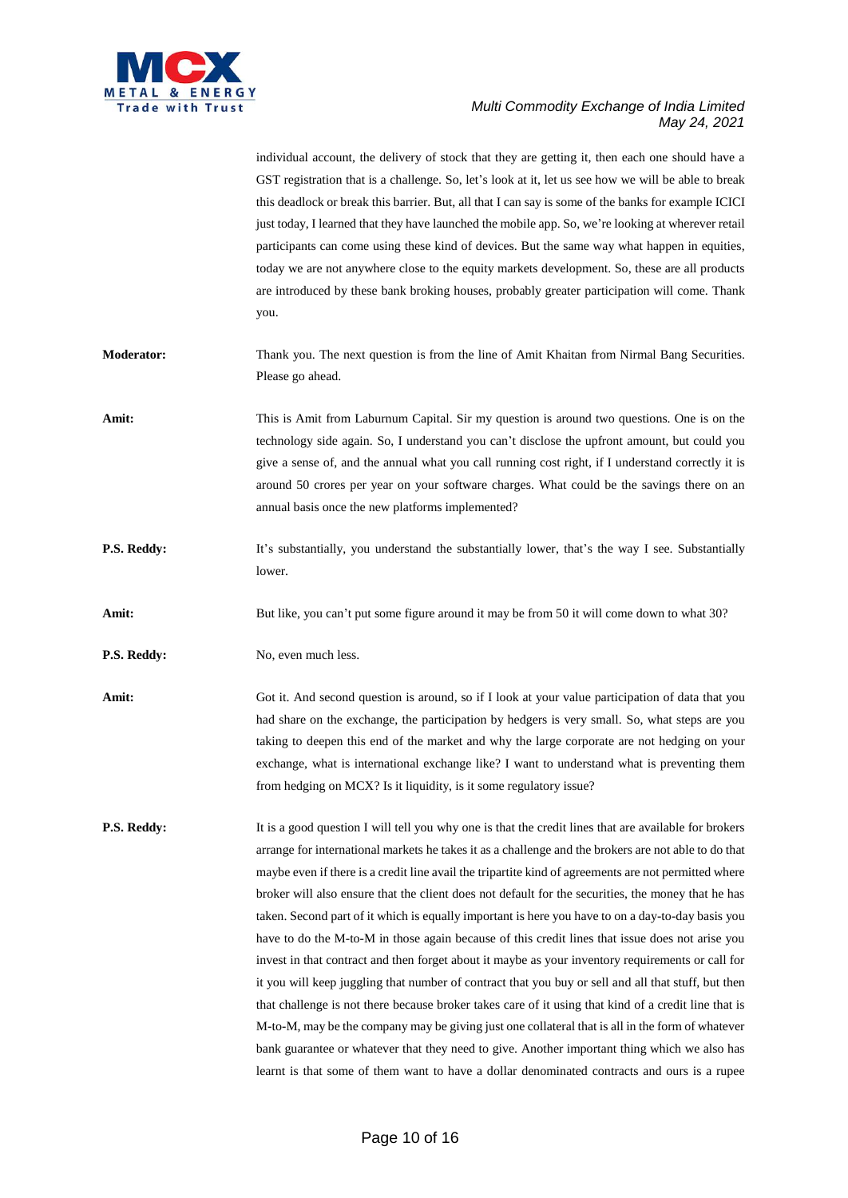individual account, the delivery of stock that they are getting it, then each one should have a GST registration that is a challenge. So, let's look at it, let us see how we will be able to break this deadlock or break this barrier. But, all that I can say is some of the banks for example ICICI just today, I learned that they have launched the mobile app. So, we're looking at wherever retail participants can come using these kind of devices. But the same way what happen in equities, today we are not anywhere close to the equity markets development. So, these are all products are introduced by these bank broking houses, probably greater participation will come. Thank you.

**Moderator:** Thank you. The next question is from the line of Amit Khaitan from Nirmal Bang Securities. Please go ahead.

**Amit:** This is Amit from Laburnum Capital. Sir my question is around two questions. One is on the technology side again. So, I understand you can't disclose the upfront amount, but could you give a sense of, and the annual what you call running cost right, if I understand correctly it is around 50 crores per year on your software charges. What could be the savings there on an annual basis once the new platforms implemented?

**P.S. Reddy:** It's substantially, you understand the substantially lower, that's the way I see. Substantially lower.

**Amit:** But like, you can't put some figure around it may be from 50 it will come down to what 30?

**P.S. Reddy:** No, even much less.

**Amit:** Got it. And second question is around, so if I look at your value participation of data that you had share on the exchange, the participation by hedgers is very small. So, what steps are you taking to deepen this end of the market and why the large corporate are not hedging on your exchange, what is international exchange like? I want to understand what is preventing them from hedging on MCX? Is it liquidity, is it some regulatory issue?

**P.S. Reddy:** It is a good question I will tell you why one is that the credit lines that are available for brokers arrange for international markets he takes it as a challenge and the brokers are not able to do that maybe even if there is a credit line avail the tripartite kind of agreements are not permitted where broker will also ensure that the client does not default for the securities, the money that he has taken. Second part of it which is equally important is here you have to on a day-to-day basis you have to do the M-to-M in those again because of this credit lines that issue does not arise you invest in that contract and then forget about it maybe as your inventory requirements or call for it you will keep juggling that number of contract that you buy or sell and all that stuff, but then that challenge is not there because broker takes care of it using that kind of a credit line that is M-to-M, may be the company may be giving just one collateral that is all in the form of whatever bank guarantee or whatever that they need to give. Another important thing which we also has learnt is that some of them want to have a dollar denominated contracts and ours is a rupee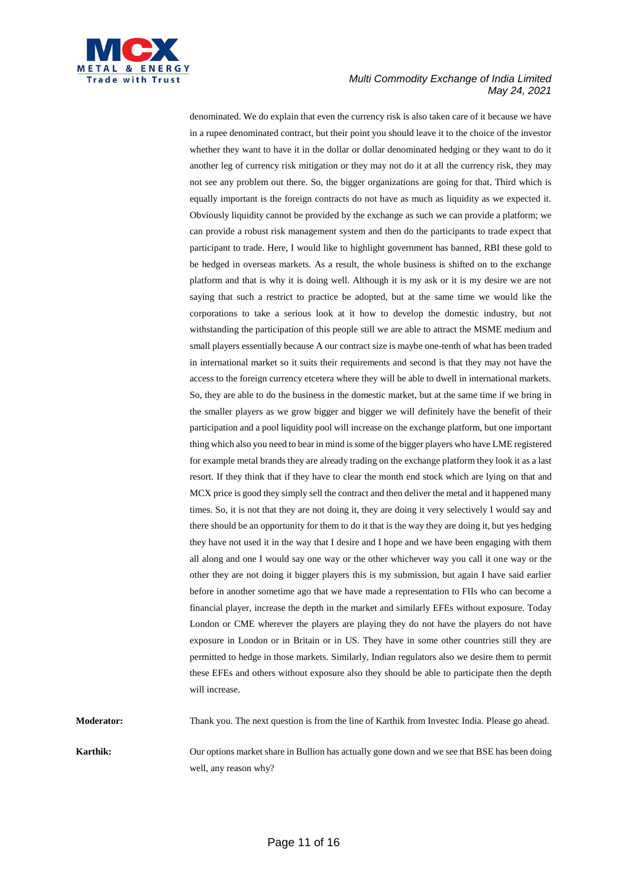denominated. We do explain that even the currency risk is also taken care of it because we have in a rupee denominated contract, but their point you should leave it to the choice of the investor whether they want to have it in the dollar or dollar denominated hedging or they want to do it another leg of currency risk mitigation or they may not do it at all the currency risk, they may not see any problem out there. So, the bigger organizations are going for that. Third which is equally important is the foreign contracts do not have as much as liquidity as we expected it. Obviously liquidity cannot be provided by the exchange as such we can provide a platform; we can provide a robust risk management system and then do the participants to trade expect that participant to trade. Here, I would like to highlight government has banned, RBI these gold to be hedged in overseas markets. As a result, the whole business is shifted on to the exchange platform and that is why it is doing well. Although it is my ask or it is my desire we are not saying that such a restrict to practice be adopted, but at the same time we would like the corporations to take a serious look at it how to develop the domestic industry, but not withstanding the participation of this people still we are able to attract the MSME medium and small players essentially because A our contract size is maybe one-tenth of what has been traded in international market so it suits their requirements and second is that they may not have the access to the foreign currency etcetera where they will be able to dwell in international markets. So, they are able to do the business in the domestic market, but at the same time if we bring in the smaller players as we grow bigger and bigger we will definitely have the benefit of their participation and a pool liquidity pool will increase on the exchange platform, but one important thing which also you need to bear in mind is some of the bigger players who have LME registered for example metal brands they are already trading on the exchange platform they look it as a last resort. If they think that if they have to clear the month end stock which are lying on that and MCX price is good they simply sell the contract and then deliver the metal and it happened many times. So, it is not that they are not doing it, they are doing it very selectively I would say and there should be an opportunity for them to do it that is the way they are doing it, but yes hedging they have not used it in the way that I desire and I hope and we have been engaging with them all along and one I would say one way or the other whichever way you call it one way or the other they are not doing it bigger players this is my submission, but again I have said earlier before in another sometime ago that we have made a representation to FIIs who can become a financial player, increase the depth in the market and similarly EFEs without exposure. Today London or CME wherever the players are playing they do not have the players do not have exposure in London or in Britain or in US. They have in some other countries still they are permitted to hedge in those markets. Similarly, Indian regulators also we desire them to permit these EFEs and others without exposure also they should be able to participate then the depth will increase.

**Moderator:** Thank you. The next question is from the line of Karthik from Investec India. Please go ahead.

**Karthik:** Our options market share in Bullion has actually gone down and we see that BSE has been doing well, any reason why?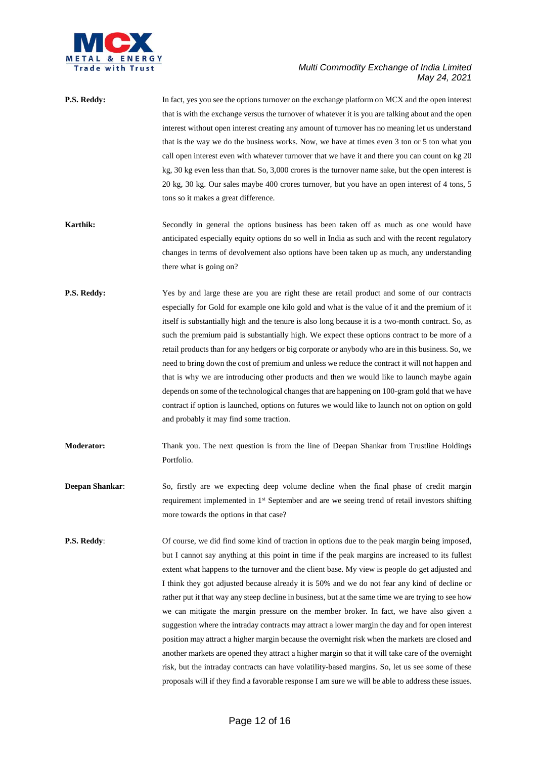**P.S. Reddy:** In fact, yes you see the options turnover on the exchange platform on MCX and the open interest that is with the exchange versus the turnover of whatever it is you are talking about and the open interest without open interest creating any amount of turnover has no meaning let us understand that is the way we do the business works. Now, we have at times even 3 ton or 5 ton what you call open interest even with whatever turnover that we have it and there you can count on kg 20 kg, 30 kg even less than that. So, 3,000 crores is the turnover name sake, but the open interest is 20 kg, 30 kg. Our sales maybe 400 crores turnover, but you have an open interest of 4 tons, 5 tons so it makes a great difference.

**Karthik:** Secondly in general the options business has been taken off as much as one would have anticipated especially equity options do so well in India as such and with the recent regulatory changes in terms of devolvement also options have been taken up as much, any understanding there what is going on?

**P.S. Reddy:** Yes by and large these are you are right these are retail product and some of our contracts especially for Gold for example one kilo gold and what is the value of it and the premium of it itself is substantially high and the tenure is also long because it is a two-month contract. So, as such the premium paid is substantially high. We expect these options contract to be more of a retail products than for any hedgers or big corporate or anybody who are in this business. So, we need to bring down the cost of premium and unless we reduce the contract it will not happen and that is why we are introducing other products and then we would like to launch maybe again depends on some of the technological changes that are happening on 100-gram gold that we have contract if option is launched, options on futures we would like to launch not on option on gold and probably it may find some traction.

**Moderator:** Thank you. The next question is from the line of Deepan Shankar from Trustline Holdings Portfolio.

**Deepan Shankar**: So, firstly are we expecting deep volume decline when the final phase of credit margin requirement implemented in 1st September and are we seeing trend of retail investors shifting more towards the options in that case?

**P.S. Reddy**: Of course, we did find some kind of traction in options due to the peak margin being imposed, but I cannot say anything at this point in time if the peak margins are increased to its fullest extent what happens to the turnover and the client base. My view is people do get adjusted and I think they got adjusted because already it is 50% and we do not fear any kind of decline or rather put it that way any steep decline in business, but at the same time we are trying to see how we can mitigate the margin pressure on the member broker. In fact, we have also given a suggestion where the intraday contracts may attract a lower margin the day and for open interest position may attract a higher margin because the overnight risk when the markets are closed and another markets are opened they attract a higher margin so that it will take care of the overnight risk, but the intraday contracts can have volatility-based margins. So, let us see some of these proposals will if they find a favorable response I am sure we will be able to address these issues.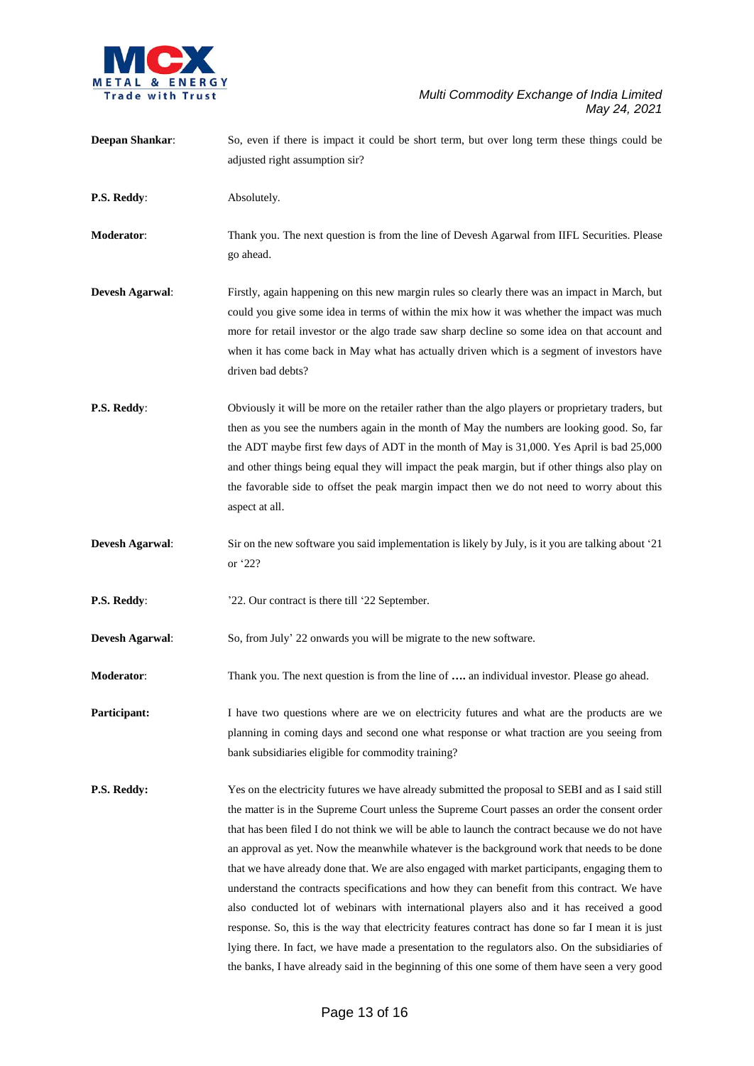**Deepan Shankar**: So, even if there is impact it could be short term, but over long term these things could be adjusted right assumption sir?

**P.S. Reddy**: Absolutely.

**Moderator**: Thank you. The next question is from the line of Devesh Agarwal from IIFL Securities. Please go ahead.

**Devesh Agarwal**: Firstly, again happening on this new margin rules so clearly there was an impact in March, but could you give some idea in terms of within the mix how it was whether the impact was much more for retail investor or the algo trade saw sharp decline so some idea on that account and when it has come back in May what has actually driven which is a segment of investors have driven bad debts?

**P.S. Reddy**: Obviously it will be more on the retailer rather than the algo players or proprietary traders, but then as you see the numbers again in the month of May the numbers are looking good. So, far the ADT maybe first few days of ADT in the month of May is 31,000. Yes April is bad 25,000 and other things being equal they will impact the peak margin, but if other things also play on the favorable side to offset the peak margin impact then we do not need to worry about this aspect at all.

**Devesh Agarwal**: Sir on the new software you said implementation is likely by July, is it you are talking about '21 or '22?

**P.S. Reddy**: '22. Our contract is there till '22 September.

**Devesh Agarwal**: So, from July' 22 onwards you will be migrate to the new software.

**Moderator**: Thank you. The next question is from the line of **….** an individual investor. Please go ahead.

**Participant:** I have two questions where are we on electricity futures and what are the products are we planning in coming days and second one what response or what traction are you seeing from bank subsidiaries eligible for commodity training?

**P.S. Reddy:** Yes on the electricity futures we have already submitted the proposal to SEBI and as I said still the matter is in the Supreme Court unless the Supreme Court passes an order the consent order that has been filed I do not think we will be able to launch the contract because we do not have an approval as yet. Now the meanwhile whatever is the background work that needs to be done that we have already done that. We are also engaged with market participants, engaging them to understand the contracts specifications and how they can benefit from this contract. We have also conducted lot of webinars with international players also and it has received a good response. So, this is the way that electricity features contract has done so far I mean it is just lying there. In fact, we have made a presentation to the regulators also. On the subsidiaries of the banks, I have already said in the beginning of this one some of them have seen a very good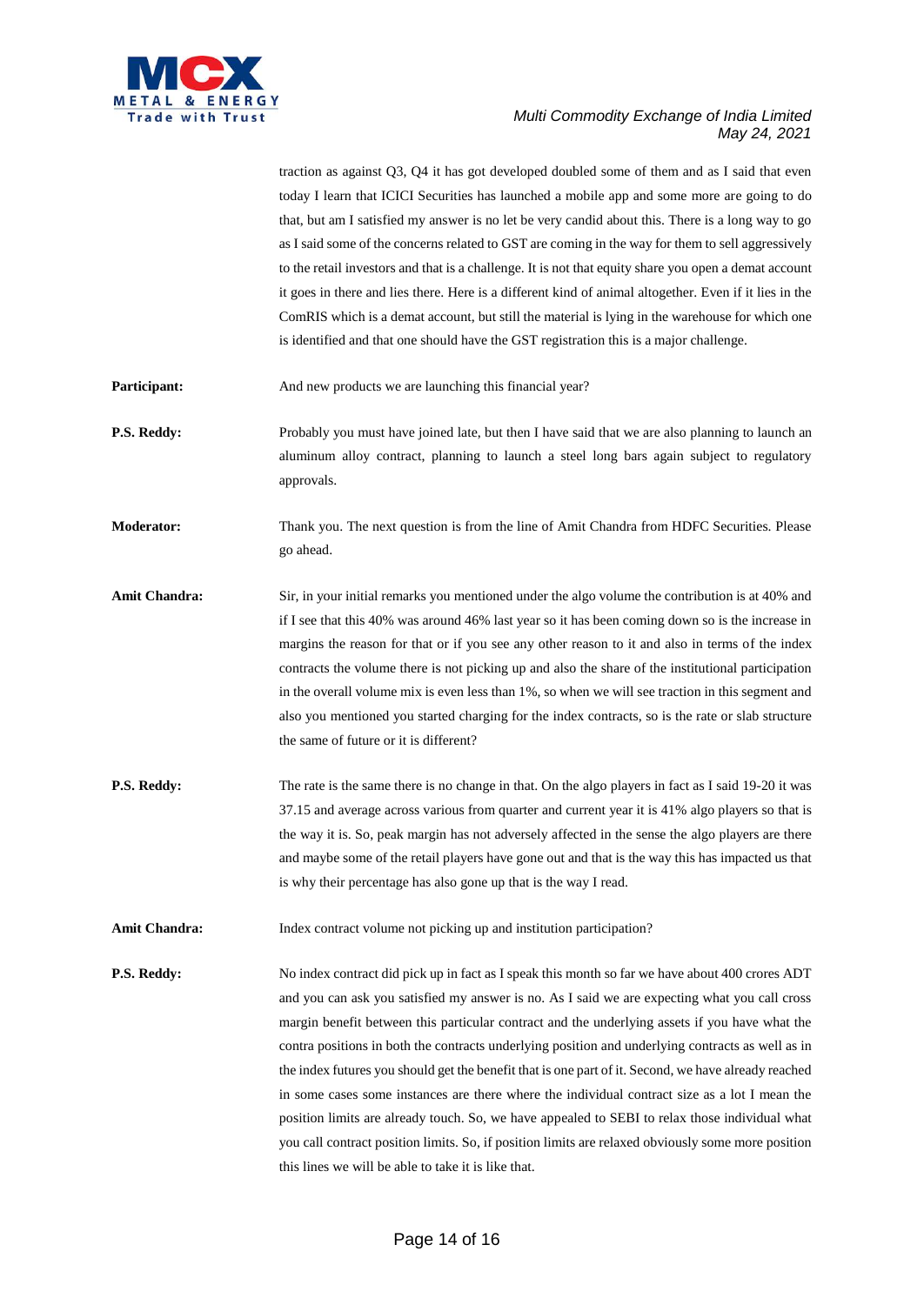traction as against Q3, Q4 it has got developed doubled some of them and as I said that even today I learn that ICICI Securities has launched a mobile app and some more are going to do that, but am I satisfied my answer is no let be very candid about this. There is a long way to go as I said some of the concerns related to GST are coming in the way for them to sell aggressively to the retail investors and that is a challenge. It is not that equity share you open a demat account it goes in there and lies there. Here is a different kind of animal altogether. Even if it lies in the ComRIS which is a demat account, but still the material is lying in the warehouse for which one is identified and that one should have the GST registration this is a major challenge.

**Participant:** And new products we are launching this financial year?

**P.S. Reddy:** Probably you must have joined late, but then I have said that we are also planning to launch an aluminum alloy contract, planning to launch a steel long bars again subject to regulatory approvals.

**Moderator:** Thank you. The next question is from the line of Amit Chandra from HDFC Securities. Please go ahead.

**Amit Chandra:** Sir, in your initial remarks you mentioned under the algo volume the contribution is at 40% and if I see that this 40% was around 46% last year so it has been coming down so is the increase in margins the reason for that or if you see any other reason to it and also in terms of the index contracts the volume there is not picking up and also the share of the institutional participation in the overall volume mix is even less than 1%, so when we will see traction in this segment and also you mentioned you started charging for the index contracts, so is the rate or slab structure the same of future or it is different?

**P.S. Reddy:** The rate is the same there is no change in that. On the algo players in fact as I said 19-20 it was 37.15 and average across various from quarter and current year it is 41% algo players so that is the way it is. So, peak margin has not adversely affected in the sense the algo players are there and maybe some of the retail players have gone out and that is the way this has impacted us that is why their percentage has also gone up that is the way I read.

**Amit Chandra:** Index contract volume not picking up and institution participation?

**P.S. Reddy:** No index contract did pick up in fact as I speak this month so far we have about 400 crores ADT and you can ask you satisfied my answer is no. As I said we are expecting what you call cross margin benefit between this particular contract and the underlying assets if you have what the contra positions in both the contracts underlying position and underlying contracts as well as in the index futures you should get the benefit that is one part of it. Second, we have already reached in some cases some instances are there where the individual contract size as a lot I mean the position limits are already touch. So, we have appealed to SEBI to relax those individual what you call contract position limits. So, if position limits are relaxed obviously some more position this lines we will be able to take it is like that.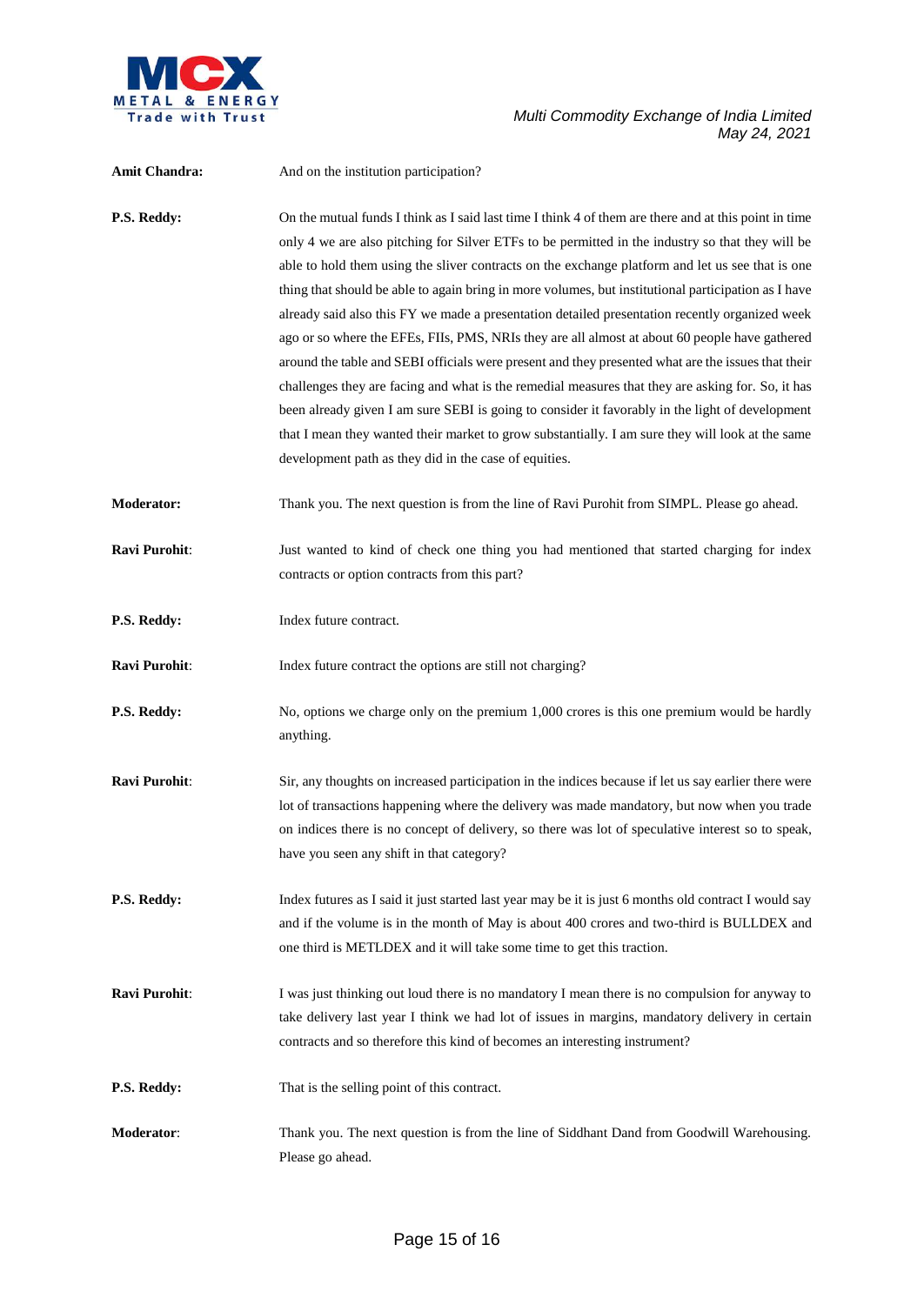**Amit Chandra:** And on the institution participation?

**P.S. Reddy:** On the mutual funds I think as I said last time I think 4 of them are there and at this point in time only 4 we are also pitching for Silver ETFs to be permitted in the industry so that they will be able to hold them using the sliver contracts on the exchange platform and let us see that is one thing that should be able to again bring in more volumes, but institutional participation as I have already said also this FY we made a presentation detailed presentation recently organized week ago or so where the EFEs, FIIs, PMS, NRIs they are all almost at about 60 people have gathered around the table and SEBI officials were present and they presented what are the issues that their challenges they are facing and what is the remedial measures that they are asking for. So, it has been already given I am sure SEBI is going to consider it favorably in the light of development that I mean they wanted their market to grow substantially. I am sure they will look at the same development path as they did in the case of equities.

**Moderator:** Thank you. The next question is from the line of Ravi Purohit from SIMPL. Please go ahead.

**Ravi Purohit**: Just wanted to kind of check one thing you had mentioned that started charging for index contracts or option contracts from this part?

**P.S. Reddy:** Index future contract.

**Ravi Purohit**: Index future contract the options are still not charging?

**P.S. Reddy:** No, options we charge only on the premium 1,000 crores is this one premium would be hardly anything.

**Ravi Purohit**: Sir, any thoughts on increased participation in the indices because if let us say earlier there were lot of transactions happening where the delivery was made mandatory, but now when you trade on indices there is no concept of delivery, so there was lot of speculative interest so to speak, have you seen any shift in that category?

**P.S. Reddy:** Index futures as I said it just started last year may be it is just 6 months old contract I would say and if the volume is in the month of May is about 400 crores and two-third is BULLDEX and one third is METLDEX and it will take some time to get this traction.

**Ravi Purohit**: I was just thinking out loud there is no mandatory I mean there is no compulsion for anyway to take delivery last year I think we had lot of issues in margins, mandatory delivery in certain contracts and so therefore this kind of becomes an interesting instrument?

**P.S. Reddy:** That is the selling point of this contract.

**Moderator**: Thank you. The next question is from the line of Siddhant Dand from Goodwill Warehousing. Please go ahead.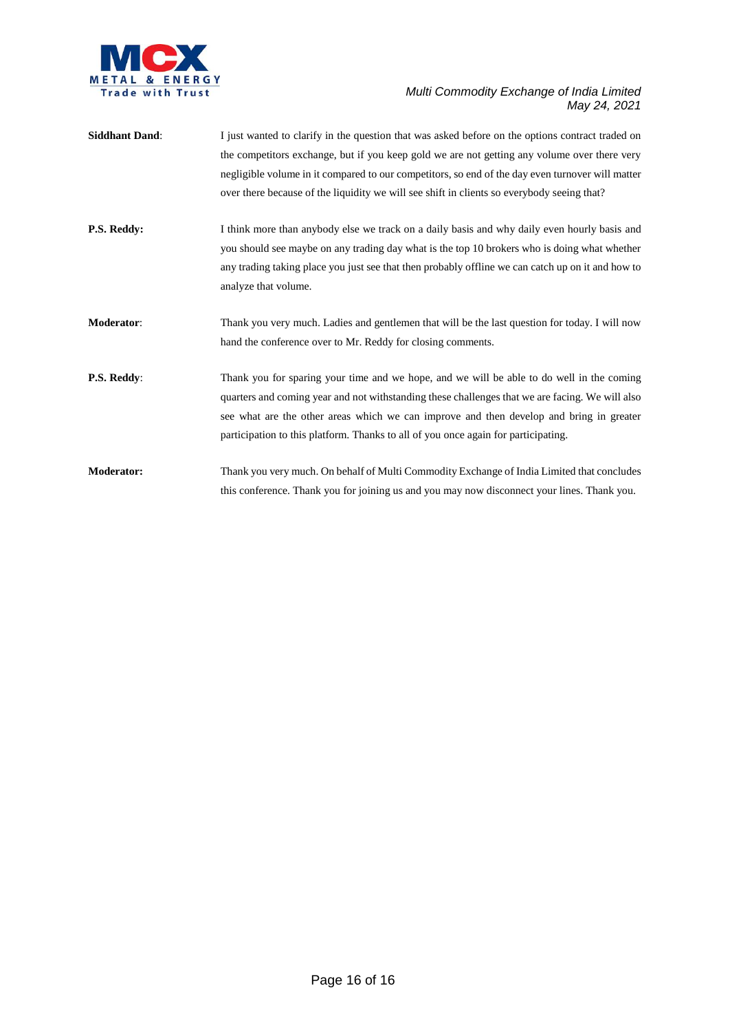**Siddhant Dand**: I just wanted to clarify in the question that was asked before on the options contract traded on the competitors exchange, but if you keep gold we are not getting any volume over there very negligible volume in it compared to our competitors, so end of the day even turnover will matter over there because of the liquidity we will see shift in clients so everybody seeing that?

**P.S. Reddy:** I think more than anybody else we track on a daily basis and why daily even hourly basis and you should see maybe on any trading day what is the top 10 brokers who is doing what whether any trading taking place you just see that then probably offline we can catch up on it and how to analyze that volume.

**Moderator**: Thank you very much. Ladies and gentlemen that will be the last question for today. I will now hand the conference over to Mr. Reddy for closing comments.

**P.S. Reddy**: Thank you for sparing your time and we hope, and we will be able to do well in the coming quarters and coming year and not withstanding these challenges that we are facing. We will also see what are the other areas which we can improve and then develop and bring in greater participation to this platform. Thanks to all of you once again for participating.

**Moderator:** Thank you very much. On behalf of Multi Commodity Exchange of India Limited that concludes this conference. Thank you for joining us and you may now disconnect your lines. Thank you.